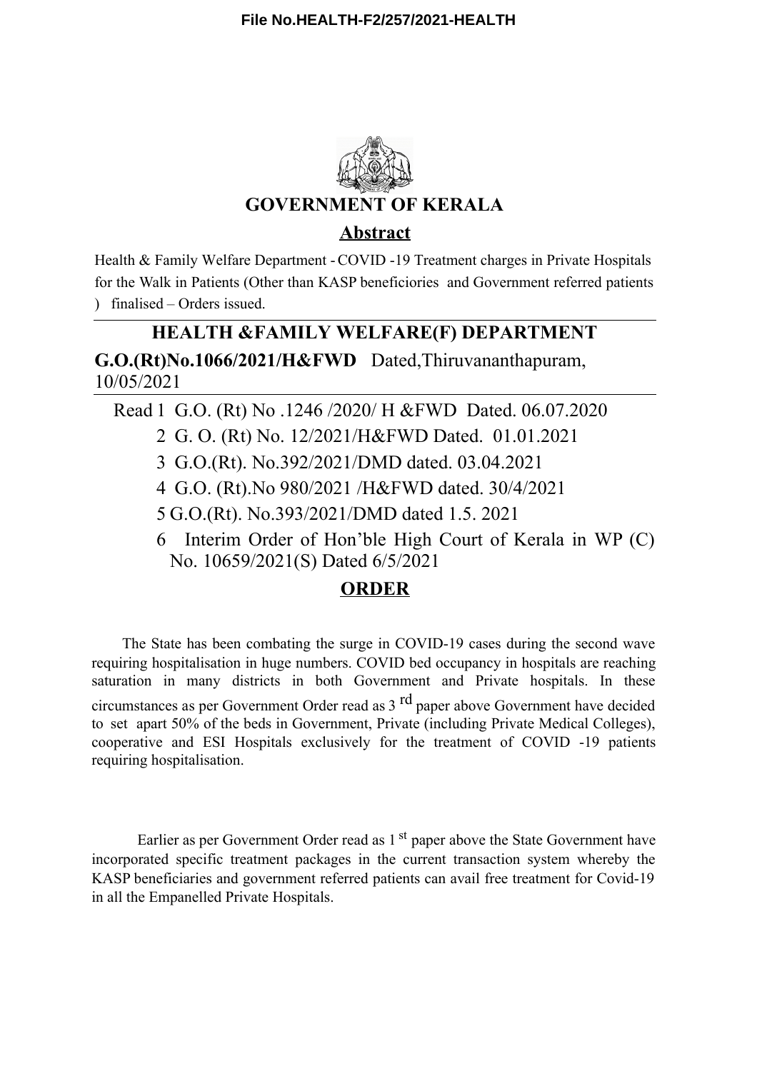File No.HEALTH-F2/257/2021-HEALTH

# GOVERNMENT OF KERALA

## Abstract

Health & Family Welfare Department - COVID -19 Treatment charges in Private Hospitals for the Walk in Patients (Other than KASP beneficiories and Government referred patients ) finalised – Orders issued.

## HEALTH &FAMILY WELFARE(F) DEPARTMENT

**G.O.(Rt)No.1066/2021/H&FWD** Dated,Thiruvananthapuram, 10/05/2021

Read 1 G.O. (Rt) No .1246 /2020/ H &FWD Dated. 06.07.2020

2 G. O. (Rt) No. 12/2021/H&FWD Dated. 01.01.2021

3 G.O.(Rt). No.392/2021/DMD dated. 03.04.2021

4 G.O. (Rt).No 980/2021 /H&FWD dated. 30/4/2021

5 G.O.(Rt). No.393/2021/DMD dated 1.5. 2021

6 Interim Order of Hon'ble High Court of Kerala in WP (C) No. 10659/2021(S) Dated 6/5/2021

## ORDER

The State has been combating the surge in COVID-19 cases during the second wave requiring hospitalisation in huge numbers. COVID bed occupancy in hospitals are reaching saturation in many districts in both Government and Private hospitals. In these circumstances as per Government Order read as 3 rd paper above Government have decided to set apart 50% of the beds in Government, Private (including Private Medical Colleges), cooperative and ESI Hospitals exclusively for the treatment of COVID -19 patients requiring hospitalisation.

Earlier as per Government Order read as 1 st paper above the State Government have incorporated specific treatment packages in the current transaction system whereby the KASP beneficiaries and government referred patients can avail free treatment for Covid-19 in all the Empanelled Private Hospitals.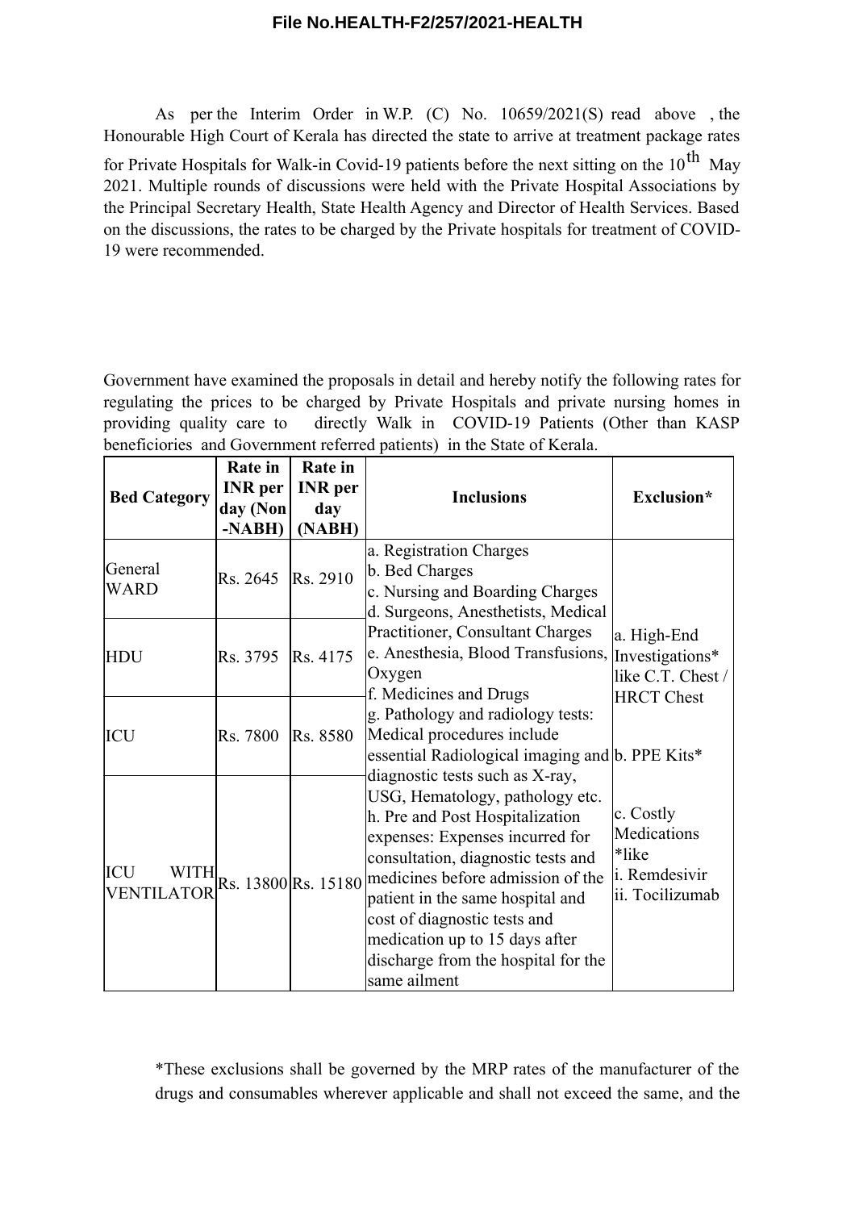File No.HEALTH-F2/257/2021-HEALTH

As per the Interim Order in W.P. (C) No. 10659/2021(S) read above , the Honourable High Court of Kerala has directed the state to arrive at treatment package rates for Private Hospitals for Walk-in Covid-19 patients before the next sitting on the $10^{th}$ May 2021. Multiple rounds of discussions were held with the Private Hospital Associations by the Principal Secretary Health, State Health Agency and Director of Health Services. Based on the discussions, the rates to be charged by the Private hospitals for treatment of COVID-19 were recommended.

Government have examined the proposals in detail and hereby notify the following rates for regulating the prices to be charged by Private Hospitals and private nursing homes in providing quality care to directly Walk in COVID-19 Patients (Other than KASP beneficiories and Government referred patients) in the State of Kerala.

| Bed Category | Rate in INR per day (Non -NABH) | Rate in INR per day (NABH) | Inclusions | Exclusion* |
|---|---|---|---|---|
| General WARD | Rs. 2645 | Rs. 2910 | a. Registration Charges<br>b. Bed Charges<br>c. Nursing and Boarding Charges<br>d. Surgeons, Anesthetists, Medical Practitioner, Consultant Charges<br>e. Anesthesia, Blood Transfusions, Oxygen<br>f. Medicines and Drugs<br>g. Pathology and radiology tests: Medical procedures include essential Radiological imaging and diagnostic tests such as X-ray, USG, Hematology, pathology etc.<br>h. Pre and Post Hospitalization expenses: Expenses incurred for consultation, diagnostic tests and medicines before admission of the patient in the same hospital and cost of diagnostic tests and medication up to 15 days after discharge from the hospital for the same ailment | a. High-End Investigations* like C.T. Chest / HRCT Chest<br>b. PPE Kits*<br>c. Costly Medications *like<br>i. Remdesivir<br>ii. Tocilizumab |
| HDU | Rs. 3795 | Rs. 4175 | | |
| ICU | Rs. 7800 | Rs. 8580 | | |
| ICU WITH VENTILATOR | Rs. 13800 | Rs. 15180 | | |

*These exclusions shall be governed by the MRP rates of the manufacturer of the drugs and consumables wherever applicable and shall not exceed the same, and the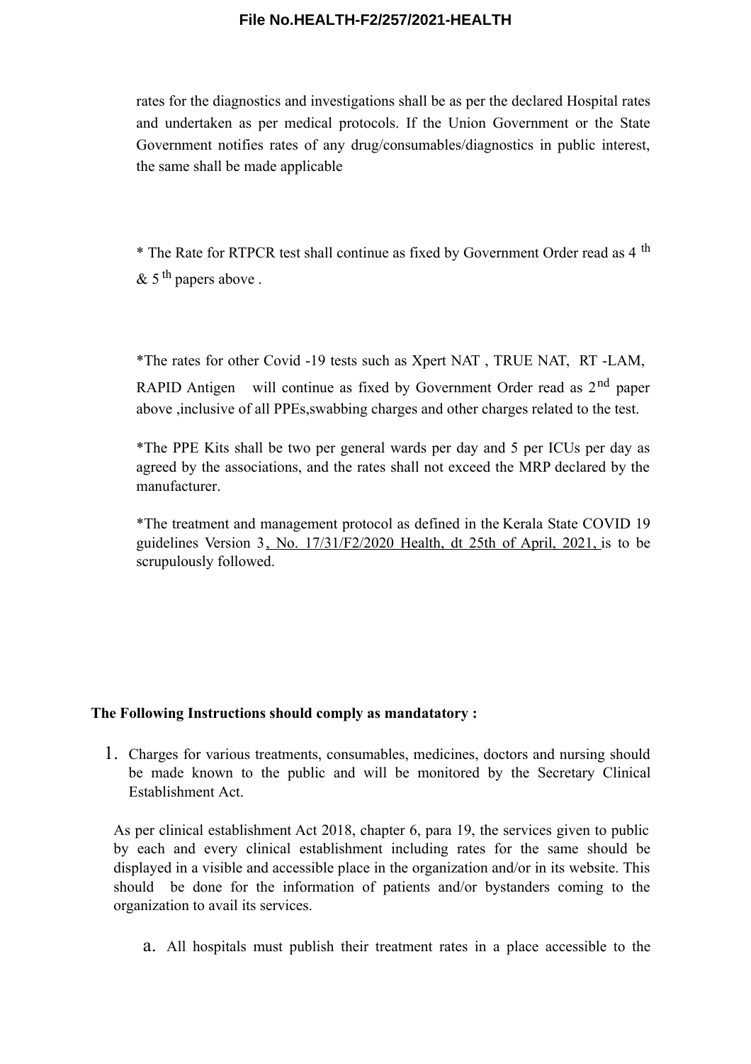rates for the diagnostics and investigations shall be as per the declared Hospital rates and undertaken as per medical protocols. If the Union Government or the State Government notifies rates of any drug/consumables/diagnostics in public interest, the same shall be made applicable

* The Rate for RTPCR test shall continue as fixed by Government Order read as 4 th & 5 th papers above .

*The rates for other Covid -19 tests such as Xpert NAT , TRUE NAT, RT -LAM, RAPID Antigen will continue as fixed by Government Order read as 2nd paper above ,inclusive of all PPEs,swabbing charges and other charges related to the test.

*The PPE Kits shall be two per general wards per day and 5 per ICUs per day as agreed by the associations, and the rates shall not exceed the MRP declared by the manufacturer.

*The treatment and management protocol as defined in the Kerala State COVID 19 guidelines Version 3, No. 17/31/F2/2020 Health, dt 25th of April, 2021, is to be scrupulously followed.

**The Following Instructions should comply as mandatatory :**

1. Charges for various treatments, consumables, medicines, doctors and nursing should be made known to the public and will be monitored by the Secretary Clinical Establishement Act.

As per clinical establishment Act 2018, chapter 6, para 19, the services given to public by each and every clinical establishment including rates for the same should be displayed in a visible and accessible place in the organization and/or in its website. This should be done for the information of patients and/or bystanders coming to the organization to avail its services.

   a. All hospitals must publish their treatment rates in a place accessible to the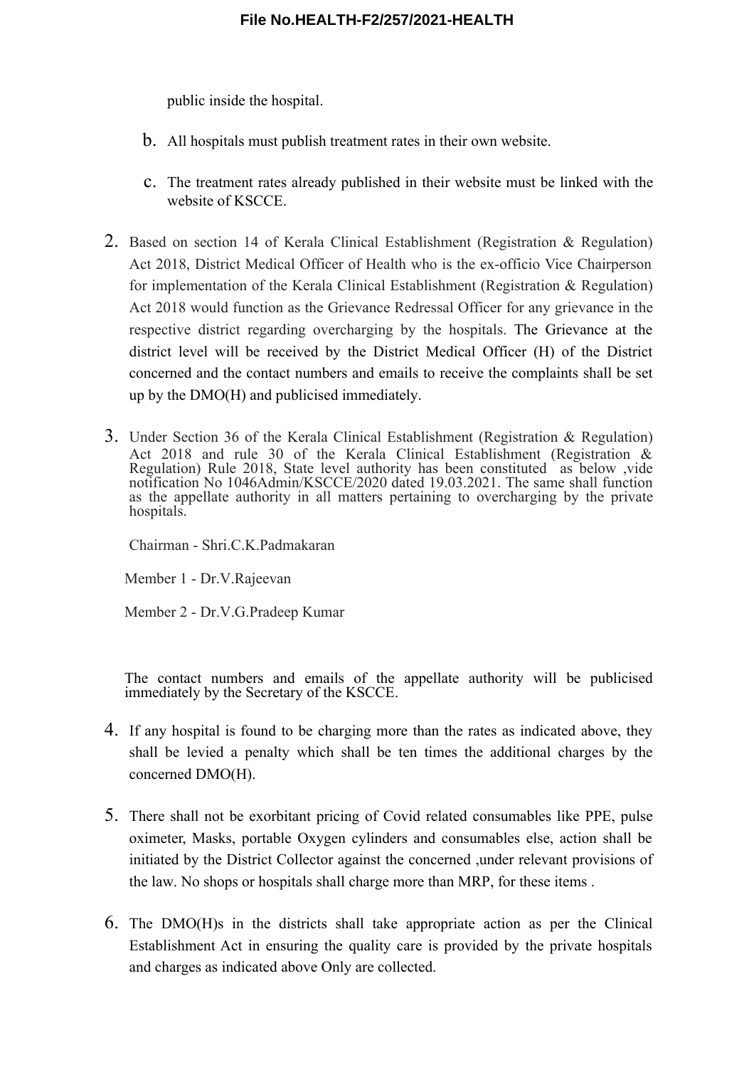public inside the hospital.

b. All hospitals must publish treatment rates in their own website.

c. The treatment rates already published in their website must be linked with the website of KSCCE.

2. Based on section 14 of Kerala Clinical Establishment (Registration & Regulation) Act 2018, District Medical Officer of Health who is the ex-officio Vice Chairperson for implementation of the Kerala Clinical Establishment (Registration & Regulation) Act 2018 would function as the Grievance Redressal Officer for any grievance in the respective district regarding overcharging by the hospitals. The Grievance at the district level will be received by the District Medical Officer (H) of the District concerned and the contact numbers and emails to receive the complaints shall be set up by the DMO(H) and publicised immediately.

3. Under Section 36 of the Kerala Clinical Establishment (Registration & Regulation) Act 2018 and rule 30 of the Kerala Clinical Establishment (Registration & Regulation) Rule 2018, State level authority has been constituted as below ,vide notification No 1046Admin/KSCCE/2020 dated 19.03.2021. The same shall function as the appellate authority in all matters pertaining to overcharging by the private hospitals.

   Chairman - Shri.C.K.Padmakaran

   Member 1 - Dr.V.Rajeevan

   Member 2 - Dr.V.G.Pradeep Kumar

   The contact numbers and emails of the appellate authority will be publicised immediately by the Secretary of the KSCCE.

4. If any hospital is found to be charging more than the rates as indicated above, they shall be levied a penalty which shall be ten times the additional charges by the concerned DMO(H).

5. There shall not be exorbitant pricing of Covid related consumables like PPE, pulse oximeter, Masks, portable Oxygen cylinders and consumables else, action shall be initiated by the District Collector against the concerned ,under relevant provisions of the law. No shops or hospitals shall charge more than MRP, for these items .

6. The DMO(H)s in the districts shall take appropriate action as per the Clinical Establishment Act in ensuring the quality care is provided by the private hospitals and charges as indicated above Only are collected.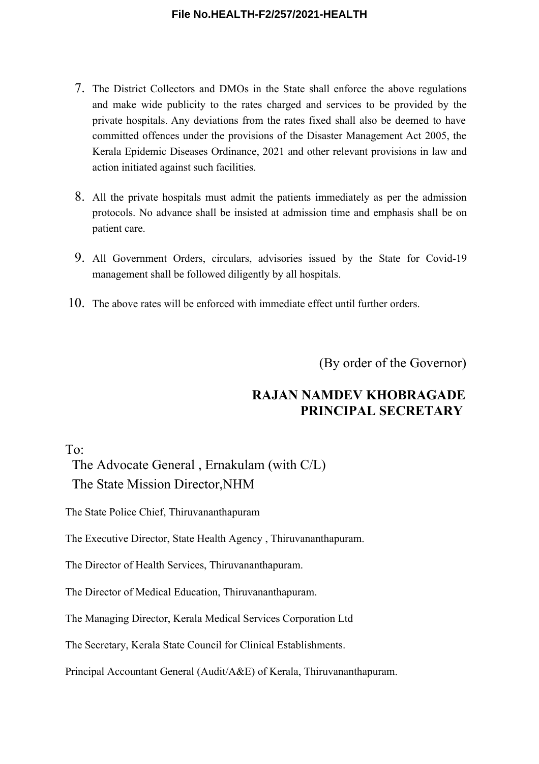7. The District Collectors and DMOs in the State shall enforce the above regulations and make wide publicity to the rates charged and services to be provided by the private hospitals. Any deviations from the rates fixed shall also be deemed to have committed offences under the provisions of the Disaster Management Act 2005, the Kerala Epidemic Diseases Ordinance, 2021 and other relevant provisions in law and action initiated against such facilities.

8. All the private hospitals must admit the patients immediately as per the admission protocols. No advance shall be insisted at admission time and emphasis shall be on patient care.

9. All Government Orders, circulars, advisories issued by the State for Covid-19 management shall be followed diligently by all hospitals.

10. The above rates will be enforced with immediate effect until further orders.

(By order of the Governor)

**RAJAN NAMDEV KHOBRAGADE**
**PRINCIPAL SECRETARY**

To:

The Advocate General , Ernakulam (with C/L)

The State Mission Director,NHM

The State Police Chief, Thiruvananthapuram

The Executive Director, State Health Agency , Thiruvananthapuram.

The Director of Health Services, Thiruvananthapuram.

The Director of Medical Education, Thiruvananthapuram.

The Managing Director, Kerala Medical Services Corporation Ltd

The Secretary, Kerala State Council for Clinical Establishments.

Principal Accountant General (Audit/A&E) of Kerala, Thiruvananthapuram.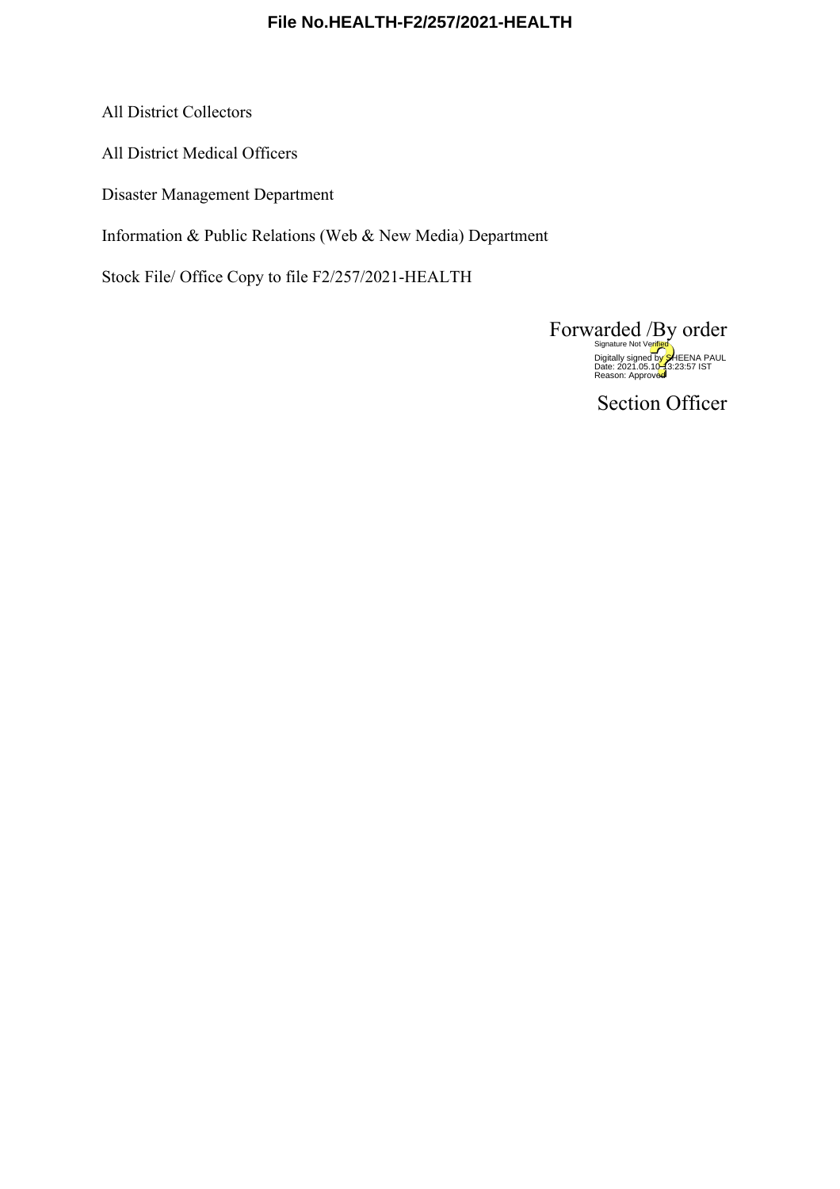All District Collectors

All District Medical Officers

Disaster Management Department

Information & Public Relations (Web & New Media) Department

Stock File/ Office Copy to file F2/257/2021-HEALTH

Forwarded /By order

Signature Not Verified
Digitally signed by SHEENA PAUL
Date: 2021.05.10 13:23:57 IST
Reason: Approved

Section Officer